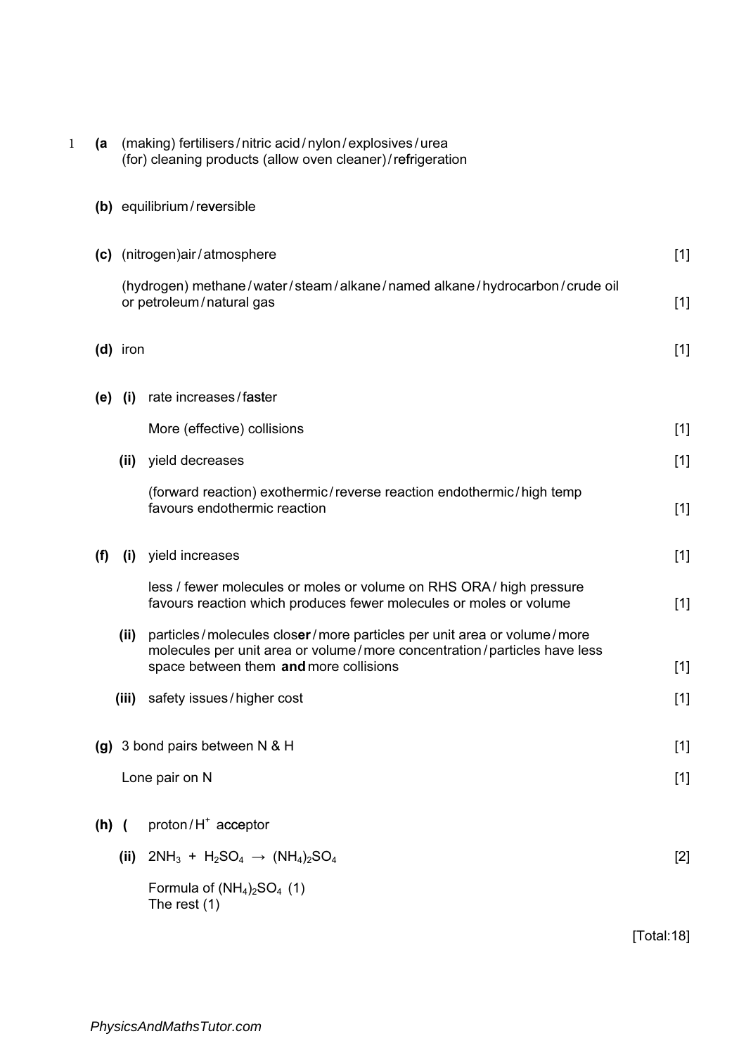1 **(a** (making) fertilisers / nitric acid / nylon / explosives / urea
(for) cleaning products (allow oven cleaner) / refrigeration

**(b)** equilibrium / reversible

**(c)** (nitrogen)air / atmosphere [1]

(hydrogen) methane / water / steam / alkane / named alkane / hydrocarbon / crude oil or petroleum / natural gas [1]

**(d)** iron [1]

**(e)** **(i)** rate increases / faster

More (effective) collisions [1]

**(ii)** yield decreases [1]

(forward reaction) exothermic / reverse reaction endothermic / high temp favours endothermic reaction [1]

**(f)** **(i)** yield increases [1]

less / fewer molecules or moles or volume on RHS ORA / high pressure favours reaction which produces fewer molecules or moles or volume [1]

**(ii)** particles / molecules closer / more particles per unit area or volume / more molecules per unit area or volume / more concentration / particles have less space between them **and** more collisions [1]

**(iii)** safety issues / higher cost [1]

**(g)** 3 bond pairs between N & H [1]

Lone pair on N [1]

**(h)** **(** proton / $H^+$ acceptor

**(ii)** $2NH_3 + H_2SO_4 \rightarrow (NH_4)_2SO_4$ [2]

Formula of $(NH_4)_2SO_4$ (1)
The rest (1)

[Total:18]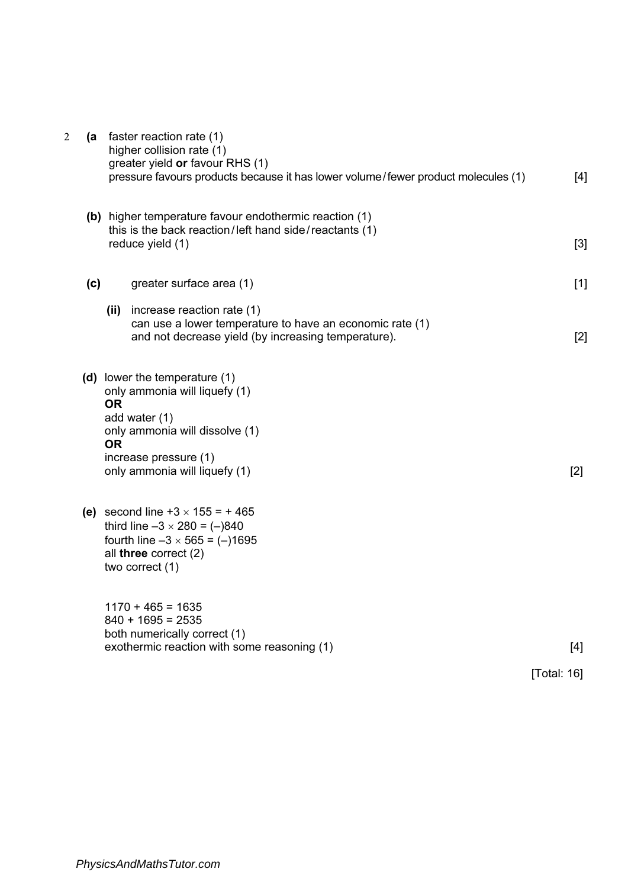2 **(a** faster reaction rate (1)
higher collision rate (1)
greater yield **or** favour RHS (1)
pressure favours products because it has lower volume/fewer product molecules (1) [4]

**(b)** higher temperature favour endothermic reaction (1)
this is the back reaction/left hand side/reactants (1)
reduce yield (1) [3]

**(c)** greater surface area (1) [1]

**(ii)** increase reaction rate (1)
can use a lower temperature to have an economic rate (1)
and not decrease yield (by increasing temperature). [2]

**(d)** lower the temperature (1)
only ammonia will liquefy (1)
**OR**
add water (1)
only ammonia will dissolve (1)
**OR**
increase pressure (1)
only ammonia will liquefy (1) [2]

**(e)** second line $+3 \times 155 = +465$
third line $-3 \times 280 = (-)840$
fourth line $-3 \times 565 = (-)1695$
all **three** correct (2)
two correct (1)

$1170 + 465 = 1635$
$840 + 1695 = 2535$
both numerically correct (1)
exothermic reaction with some reasoning (1) [4]

[Total: 16]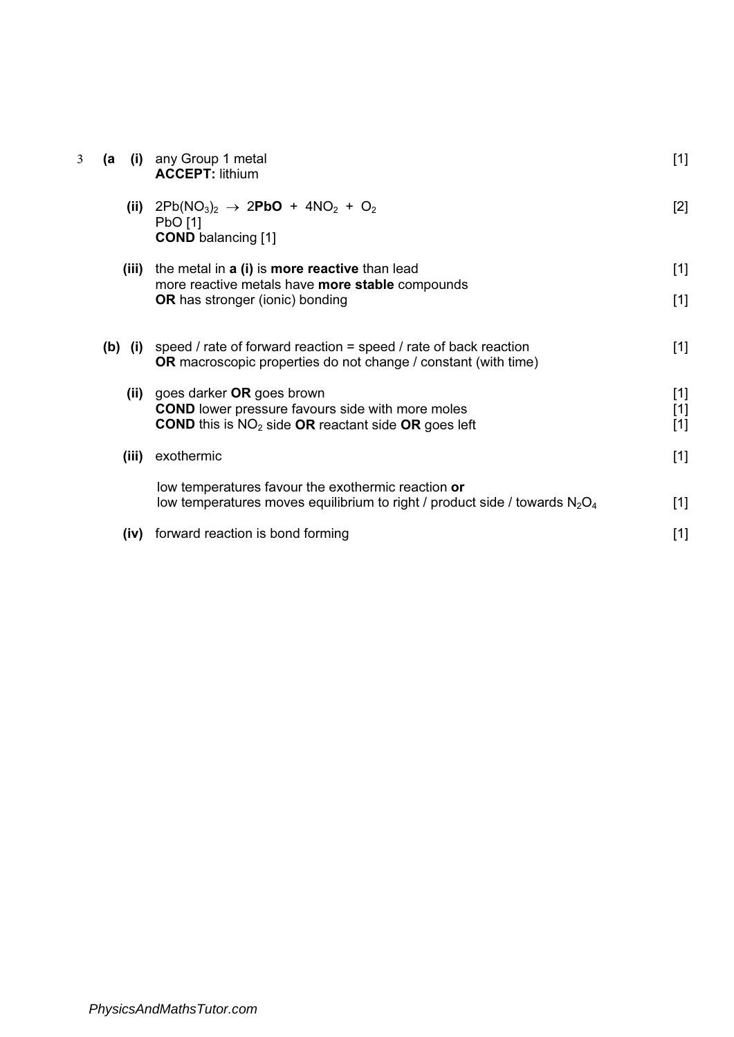3 **(a (i)** any Group 1 metal [1]
**ACCEPT:** lithium

**(ii)** $2Pb(NO_3)_2 \rightarrow 2\mathbf{PbO} + 4NO_2 + O_2$ [2]
PbO [1]
**COND** balancing [1]

**(iii)** the metal in **a (i)** is **more reactive** than lead [1]
more reactive metals have **more stable** compounds
**OR** has stronger (ionic) bonding [1]

**(b) (i)** speed / rate of forward reaction = speed / rate of back reaction [1]
**OR** macroscopic properties do not change / constant (with time)

**(ii)** goes darker **OR** goes brown [1]
**COND** lower pressure favours side with more moles [1]
**COND** this is $NO_2$ side **OR** reactant side **OR** goes left [1]

**(iii)** exothermic [1]

low temperatures favour the exothermic reaction **or**
low temperatures moves equilibrium to right / product side / towards $N_2O_4$ [1]

**(iv)** forward reaction is bond forming [1]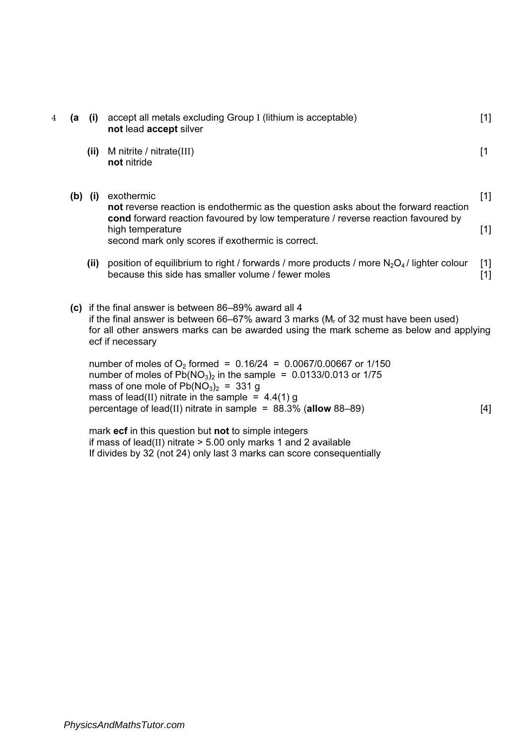4 **(a (i)** accept all metals excluding Group I (lithium is acceptable) [1]
**not** lead **accept** silver

**(ii)** M nitrite / nitrate(III) [1
**not** nitride

**(b) (i)** exothermic [1]
**not** reverse reaction is endothermic as the question asks about the forward reaction
**cond** forward reaction favoured by low temperature / reverse reaction favoured by high temperature [1]
second mark only scores if exothermic is correct.

**(ii)** position of equilibrium to right / forwards / more products / more $N_2O_4$ / lighter colour [1]
because this side has smaller volume / fewer moles [1]

**(c)** if the final answer is between 86–89% award all 4
if the final answer is between 66–67% award 3 marks ($M_r$ of 32 must have been used)
for all other answers marks can be awarded using the mark scheme as below and applying ecf if necessary

number of moles of $O_2$ formed = 0.16/24 = 0.0067/0.00667 or 1/150
number of moles of $Pb(NO_3)_2$ in the sample = 0.0133/0.013 or 1/75
mass of one mole of $Pb(NO_3)_2$ = 331 g
mass of lead(II) nitrate in the sample = 4.4(1) g
percentage of lead(II) nitrate in sample = 88.3% (**allow** 88–89) [4]

mark **ecf** in this question but **not** to simple integers
if mass of lead(II) nitrate > 5.00 only marks 1 and 2 available
If divides by 32 (not 24) only last 3 marks can score consequentially